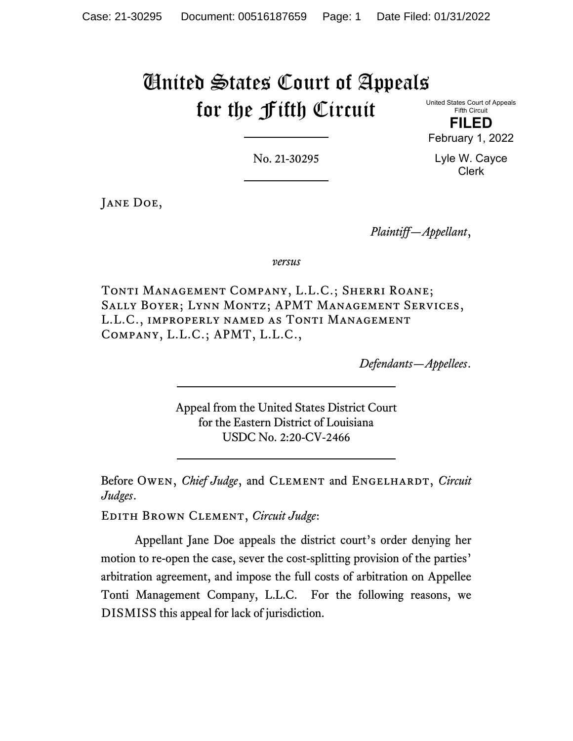# United States Court of Appeals for the Fifth Circuit

United States Court of Appeals
Fifth Circuit

**FILED**

February 1, 2022

Lyle W. Cayce
Clerk

No. 21-30295

Jane Doe,

*Plaintiff—Appellant*,

*versus*

Tonti Management Company, L.L.C.; Sherri Roane; Sally Boyer; Lynn Montz; APMT Management Services, L.L.C., improperly named as Tonti Management Company, L.L.C.; APMT, L.L.C.,

*Defendants—Appellees*.

Appeal from the United States District Court
for the Eastern District of Louisiana
USDC No. 2:20-CV-2466

Before Owen, *Chief Judge*, and Clement and Engelhardt, *Circuit Judges*.

Edith Brown Clement, *Circuit Judge*:

Appellant Jane Doe appeals the district court's order denying her motion to re-open the case, sever the cost-splitting provision of the parties' arbitration agreement, and impose the full costs of arbitration on Appellee Tonti Management Company, L.L.C. For the following reasons, we DISMISS this appeal for lack of jurisdiction.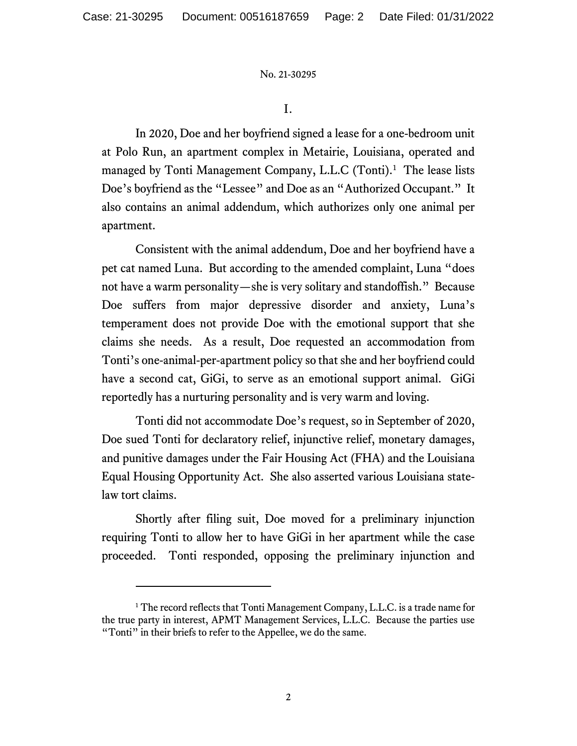# I.

In 2020, Doe and her boyfriend signed a lease for a one-bedroom unit at Polo Run, an apartment complex in Metairie, Louisiana, operated and managed by Tonti Management Company, L.L.C (Tonti).[1] The lease lists Doe's boyfriend as the "Lessee" and Doe as an "Authorized Occupant." It also contains an animal addendum, which authorizes only one animal per apartment.

Consistent with the animal addendum, Doe and her boyfriend have a pet cat named Luna. But according to the amended complaint, Luna "does not have a warm personality—she is very solitary and standoffish." Because Doe suffers from major depressive disorder and anxiety, Luna's temperament does not provide Doe with the emotional support that she claims she needs. As a result, Doe requested an accommodation from Tonti's one-animal-per-apartment policy so that she and her boyfriend could have a second cat, GiGi, to serve as an emotional support animal. GiGi reportedly has a nurturing personality and is very warm and loving.

Tonti did not accommodate Doe's request, so in September of 2020, Doe sued Tonti for declaratory relief, injunctive relief, monetary damages, and punitive damages under the Fair Housing Act (FHA) and the Louisiana Equal Housing Opportunity Act. She also asserted various Louisiana state-law tort claims.

Shortly after filing suit, Doe moved for a preliminary injunction requiring Tonti to allow her to have GiGi in her apartment while the case proceeded. Tonti responded, opposing the preliminary injunction and

---

[1] The record reflects that Tonti Management Company, L.L.C. is a trade name for the true party in interest, APMT Management Services, L.L.C. Because the parties use "Tonti" in their briefs to refer to the Appellee, we do the same.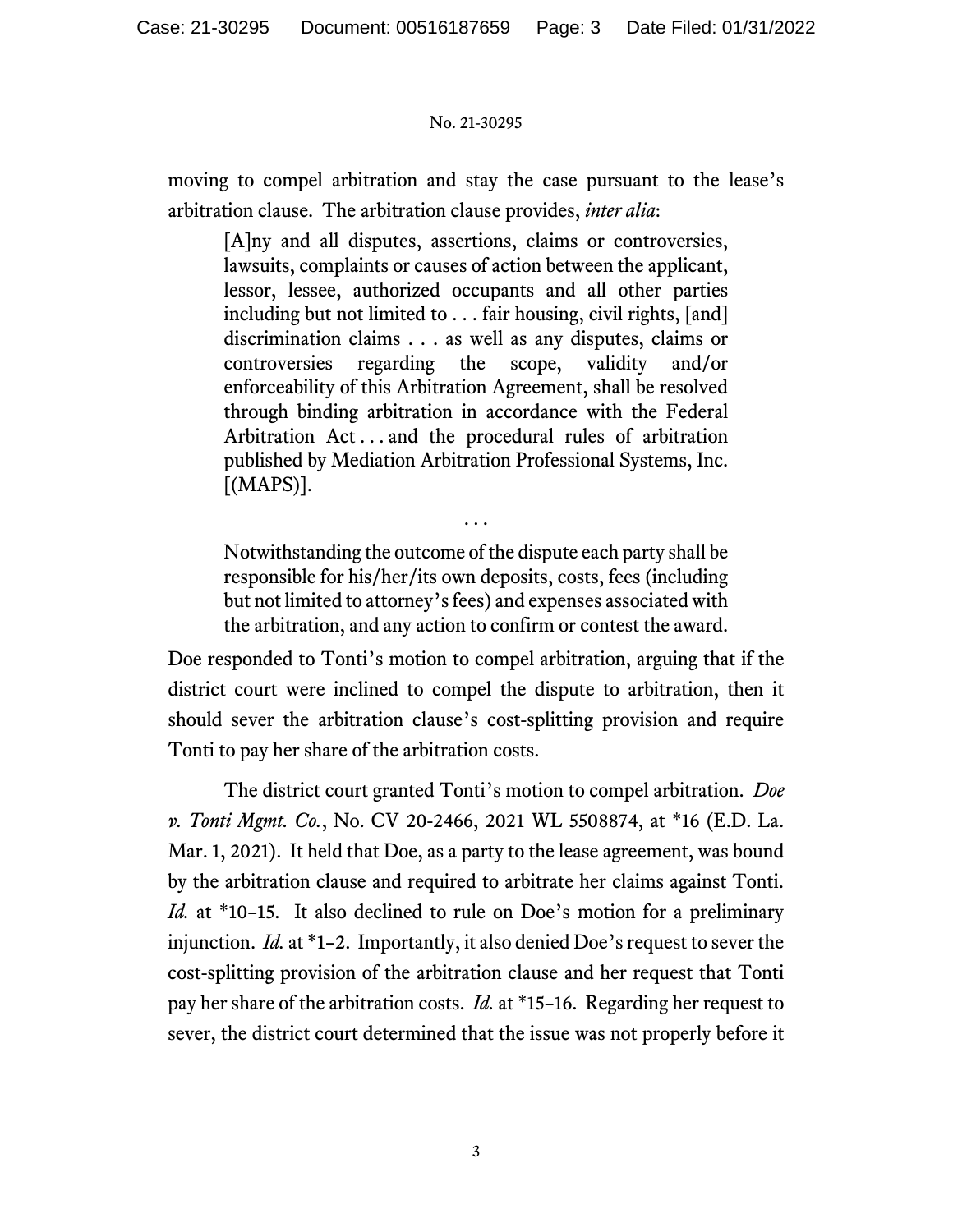moving to compel arbitration and stay the case pursuant to the lease's arbitration clause. The arbitration clause provides, *inter alia*:

> [A]ny and all disputes, assertions, claims or controversies, lawsuits, complaints or causes of action between the applicant, lessor, lessee, authorized occupants and all other parties including but not limited to . . . fair housing, civil rights, [and] discrimination claims . . . as well as any disputes, claims or controversies regarding the scope, validity and/or enforceability of this Arbitration Agreement, shall be resolved through binding arbitration in accordance with the Federal Arbitration Act . . . and the procedural rules of arbitration published by Mediation Arbitration Professional Systems, Inc. [(MAPS)].
>
> . . .
>
> Notwithstanding the outcome of the dispute each party shall be responsible for his/her/its own deposits, costs, fees (including but not limited to attorney's fees) and expenses associated with the arbitration, and any action to confirm or contest the award.

Doe responded to Tonti's motion to compel arbitration, arguing that if the district court were inclined to compel the dispute to arbitration, then it should sever the arbitration clause's cost-splitting provision and require Tonti to pay her share of the arbitration costs.

The district court granted Tonti's motion to compel arbitration. *Doe v. Tonti Mgmt. Co.*, No. CV 20-2466, 2021 WL 5508874, at *16 (E.D. La. Mar. 1, 2021). It held that Doe, as a party to the lease agreement, was bound by the arbitration clause and required to arbitrate her claims against Tonti. *Id.* at *10–15. It also declined to rule on Doe's motion for a preliminary injunction. *Id.* at *1–2. Importantly, it also denied Doe's request to sever the cost-splitting provision of the arbitration clause and her request that Tonti pay her share of the arbitration costs. *Id.* at *15–16. Regarding her request to sever, the district court determined that the issue was not properly before it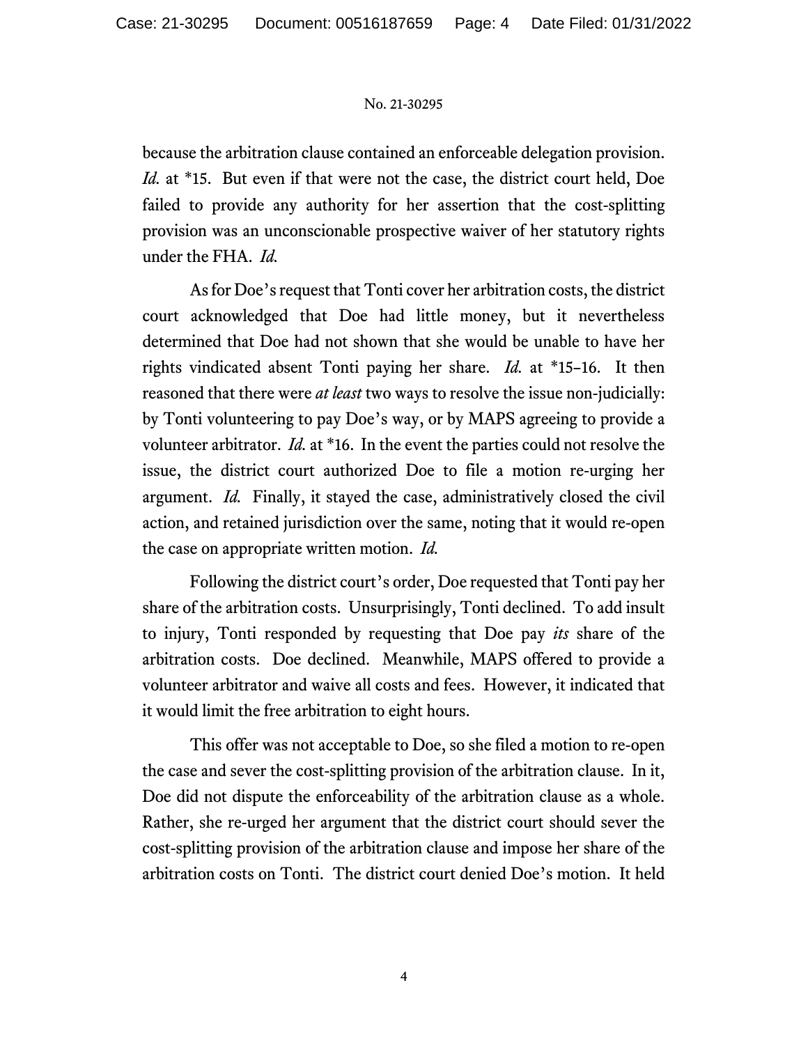because the arbitration clause contained an enforceable delegation provision. *Id.* at *15. But even if that were not the case, the district court held, Doe failed to provide any authority for her assertion that the cost-splitting provision was an unconscionable prospective waiver of her statutory rights under the FHA. *Id.*

As for Doe's request that Tonti cover her arbitration costs, the district court acknowledged that Doe had little money, but it nevertheless determined that Doe had not shown that she would be unable to have her rights vindicated absent Tonti paying her share. *Id.* at *15–16. It then reasoned that there were *at least* two ways to resolve the issue non-judicially: by Tonti volunteering to pay Doe's way, or by MAPS agreeing to provide a volunteer arbitrator. *Id.* at *16. In the event the parties could not resolve the issue, the district court authorized Doe to file a motion re-urging her argument. *Id.* Finally, it stayed the case, administratively closed the civil action, and retained jurisdiction over the same, noting that it would re-open the case on appropriate written motion. *Id.*

Following the district court's order, Doe requested that Tonti pay her share of the arbitration costs. Unsurprisingly, Tonti declined. To add insult to injury, Tonti responded by requesting that Doe pay *its* share of the arbitration costs. Doe declined. Meanwhile, MAPS offered to provide a volunteer arbitrator and waive all costs and fees. However, it indicated that it would limit the free arbitration to eight hours.

This offer was not acceptable to Doe, so she filed a motion to re-open the case and sever the cost-splitting provision of the arbitration clause. In it, Doe did not dispute the enforceability of the arbitration clause as a whole. Rather, she re-urged her argument that the district court should sever the cost-splitting provision of the arbitration clause and impose her share of the arbitration costs on Tonti. The district court denied Doe's motion. It held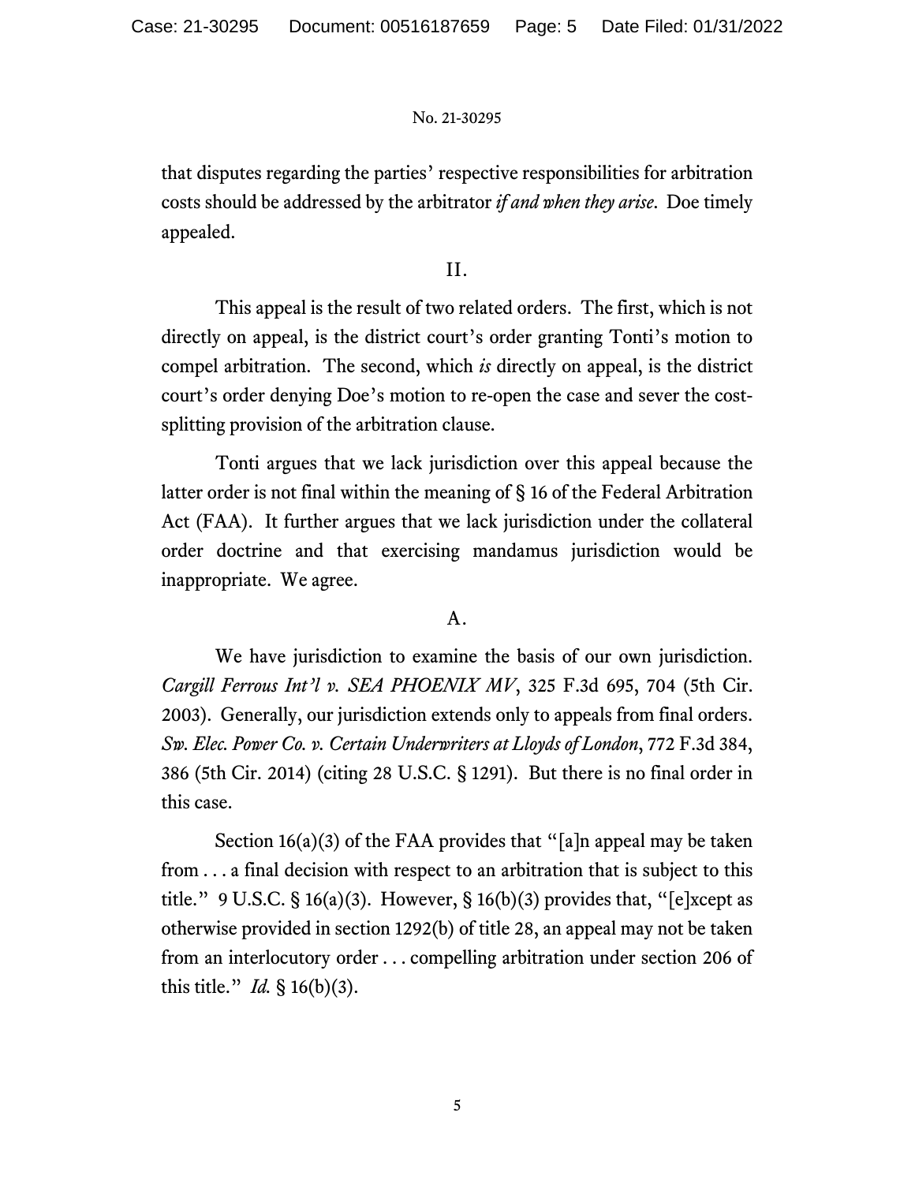that disputes regarding the parties' respective responsibilities for arbitration costs should be addressed by the arbitrator *if and when they arise*. Doe timely appealed.

## II.

This appeal is the result of two related orders. The first, which is not directly on appeal, is the district court's order granting Tonti's motion to compel arbitration. The second, which *is* directly on appeal, is the district court's order denying Doe's motion to re-open the case and sever the cost-splitting provision of the arbitration clause.

Tonti argues that we lack jurisdiction over this appeal because the latter order is not final within the meaning of § 16 of the Federal Arbitration Act (FAA). It further argues that we lack jurisdiction under the collateral order doctrine and that exercising mandamus jurisdiction would be inappropriate. We agree.

### A.

We have jurisdiction to examine the basis of our own jurisdiction. *Cargill Ferrous Int'l v. SEA PHOENIX MV*, 325 F.3d 695, 704 (5th Cir. 2003). Generally, our jurisdiction extends only to appeals from final orders. *Sw. Elec. Power Co. v. Certain Underwriters at Lloyds of London*, 772 F.3d 384, 386 (5th Cir. 2014) (citing 28 U.S.C. § 1291). But there is no final order in this case.

Section 16(a)(3) of the FAA provides that "[a]n appeal may be taken from . . . a final decision with respect to an arbitration that is subject to this title." 9 U.S.C. § 16(a)(3). However, § 16(b)(3) provides that, "[e]xcept as otherwise provided in section 1292(b) of title 28, an appeal may not be taken from an interlocutory order . . . compelling arbitration under section 206 of this title." *Id.* § 16(b)(3).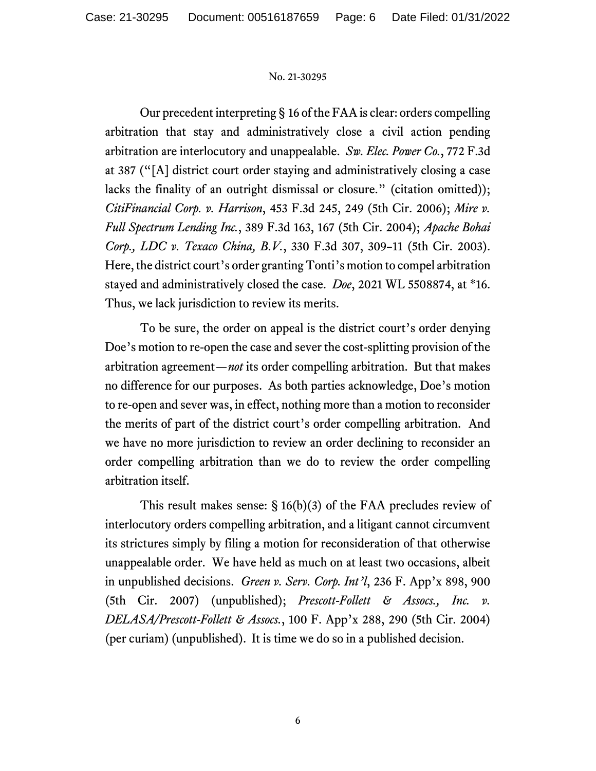Our precedent interpreting § 16 of the FAA is clear: orders compelling arbitration that stay and administratively close a civil action pending arbitration are interlocutory and unappealable. *Sw. Elec. Power Co.*, 772 F.3d at 387 ("[A] district court order staying and administratively closing a case lacks the finality of an outright dismissal or closure." (citation omitted)); *CitiFinancial Corp. v. Harrison*, 453 F.3d 245, 249 (5th Cir. 2006); *Mire v. Full Spectrum Lending Inc.*, 389 F.3d 163, 167 (5th Cir. 2004); *Apache Bohai Corp., LDC v. Texaco China, B.V.*, 330 F.3d 307, 309–11 (5th Cir. 2003). Here, the district court's order granting Tonti's motion to compel arbitration stayed and administratively closed the case. *Doe*, 2021 WL 5508874, at *16. Thus, we lack jurisdiction to review its merits.

To be sure, the order on appeal is the district court's order denying Doe's motion to re-open the case and sever the cost-splitting provision of the arbitration agreement—*not* its order compelling arbitration. But that makes no difference for our purposes. As both parties acknowledge, Doe's motion to re-open and sever was, in effect, nothing more than a motion to reconsider the merits of part of the district court's order compelling arbitration. And we have no more jurisdiction to review an order declining to reconsider an order compelling arbitration than we do to review the order compelling arbitration itself.

This result makes sense: § 16(b)(3) of the FAA precludes review of interlocutory orders compelling arbitration, and a litigant cannot circumvent its strictures simply by filing a motion for reconsideration of that otherwise unappealable order. We have held as much on at least two occasions, albeit in unpublished decisions. *Green v. Serv. Corp. Int'l*, 236 F. App'x 898, 900 (5th Cir. 2007) (unpublished); *Prescott-Follett & Assocs., Inc. v. DELASA/Prescott-Follett & Assocs.*, 100 F. App'x 288, 290 (5th Cir. 2004) (per curiam) (unpublished). It is time we do so in a published decision.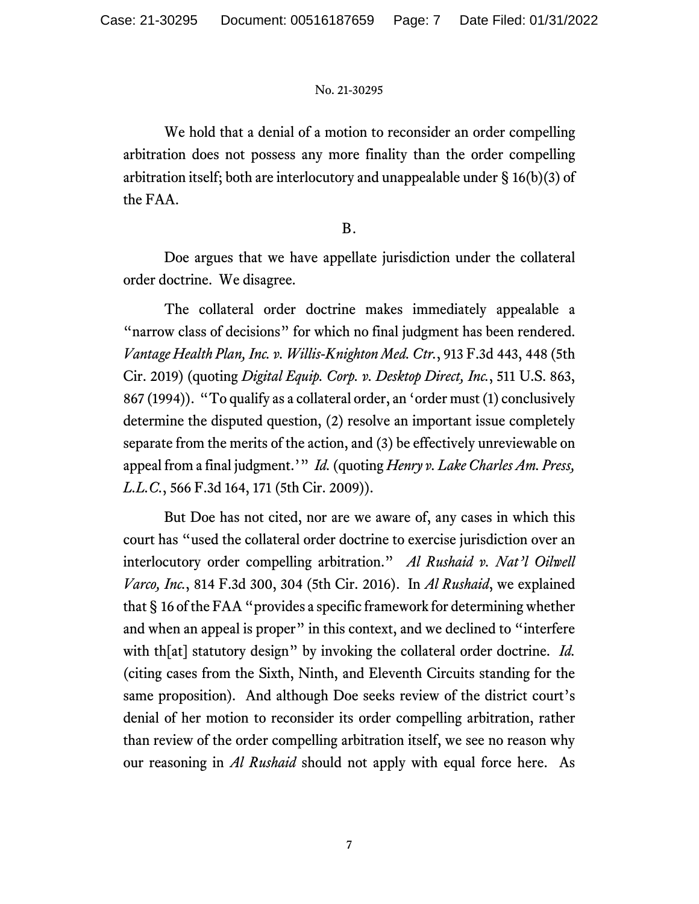We hold that a denial of a motion to reconsider an order compelling arbitration does not possess any more finality than the order compelling arbitration itself; both are interlocutory and unappealable under § 16(b)(3) of the FAA.

B.

Doe argues that we have appellate jurisdiction under the collateral order doctrine. We disagree.

The collateral order doctrine makes immediately appealable a "narrow class of decisions" for which no final judgment has been rendered. *Vantage Health Plan, Inc. v. Willis-Knighton Med. Ctr.*, 913 F.3d 443, 448 (5th Cir. 2019) (quoting *Digital Equip. Corp. v. Desktop Direct, Inc.*, 511 U.S. 863, 867 (1994)). "To qualify as a collateral order, an 'order must (1) conclusively determine the disputed question, (2) resolve an important issue completely separate from the merits of the action, and (3) be effectively unreviewable on appeal from a final judgment.'" *Id.* (quoting *Henry v. Lake Charles Am. Press, L.L.C.*, 566 F.3d 164, 171 (5th Cir. 2009)).

But Doe has not cited, nor are we aware of, any cases in which this court has "used the collateral order doctrine to exercise jurisdiction over an interlocutory order compelling arbitration." *Al Rushaid v. Nat'l Oilwell Varco, Inc.*, 814 F.3d 300, 304 (5th Cir. 2016). In *Al Rushaid*, we explained that § 16 of the FAA "provides a specific framework for determining whether and when an appeal is proper" in this context, and we declined to "interfere with th[at] statutory design" by invoking the collateral order doctrine. *Id.* (citing cases from the Sixth, Ninth, and Eleventh Circuits standing for the same proposition). And although Doe seeks review of the district court's denial of her motion to reconsider its order compelling arbitration, rather than review of the order compelling arbitration itself, we see no reason why our reasoning in *Al Rushaid* should not apply with equal force here. As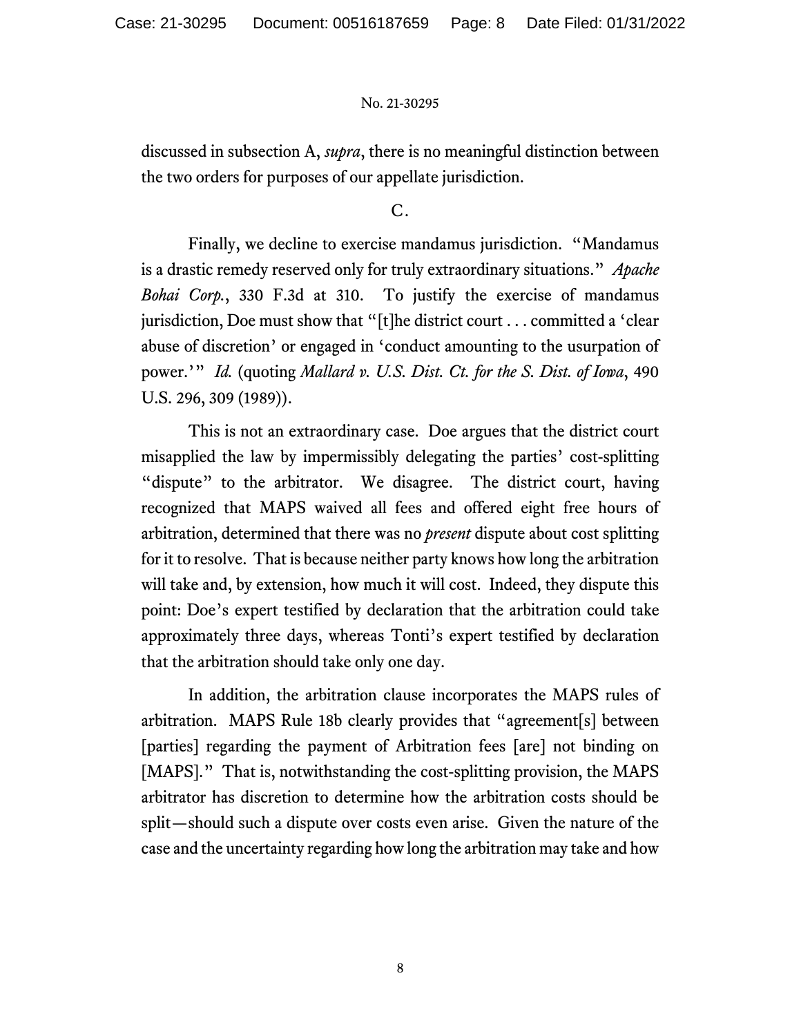discussed in subsection A, *supra*, there is no meaningful distinction between the two orders for purposes of our appellate jurisdiction.

C.

Finally, we decline to exercise mandamus jurisdiction. "Mandamus is a drastic remedy reserved only for truly extraordinary situations." *Apache Bohai Corp.*, 330 F.3d at 310. To justify the exercise of mandamus jurisdiction, Doe must show that "[t]he district court . . . committed a 'clear abuse of discretion' or engaged in 'conduct amounting to the usurpation of power.'" *Id.* (quoting *Mallard v. U.S. Dist. Ct. for the S. Dist. of Iowa*, 490 U.S. 296, 309 (1989)).

This is not an extraordinary case. Doe argues that the district court misapplied the law by impermissibly delegating the parties' cost-splitting "dispute" to the arbitrator. We disagree. The district court, having recognized that MAPS waived all fees and offered eight free hours of arbitration, determined that there was no *present* dispute about cost splitting for it to resolve. That is because neither party knows how long the arbitration will take and, by extension, how much it will cost. Indeed, they dispute this point: Doe's expert testified by declaration that the arbitration could take approximately three days, whereas Tonti's expert testified by declaration that the arbitration should take only one day.

In addition, the arbitration clause incorporates the MAPS rules of arbitration. MAPS Rule 18b clearly provides that "agreement[s] between [parties] regarding the payment of Arbitration fees [are] not binding on [MAPS]." That is, notwithstanding the cost-splitting provision, the MAPS arbitrator has discretion to determine how the arbitration costs should be split—should such a dispute over costs even arise. Given the nature of the case and the uncertainty regarding how long the arbitration may take and how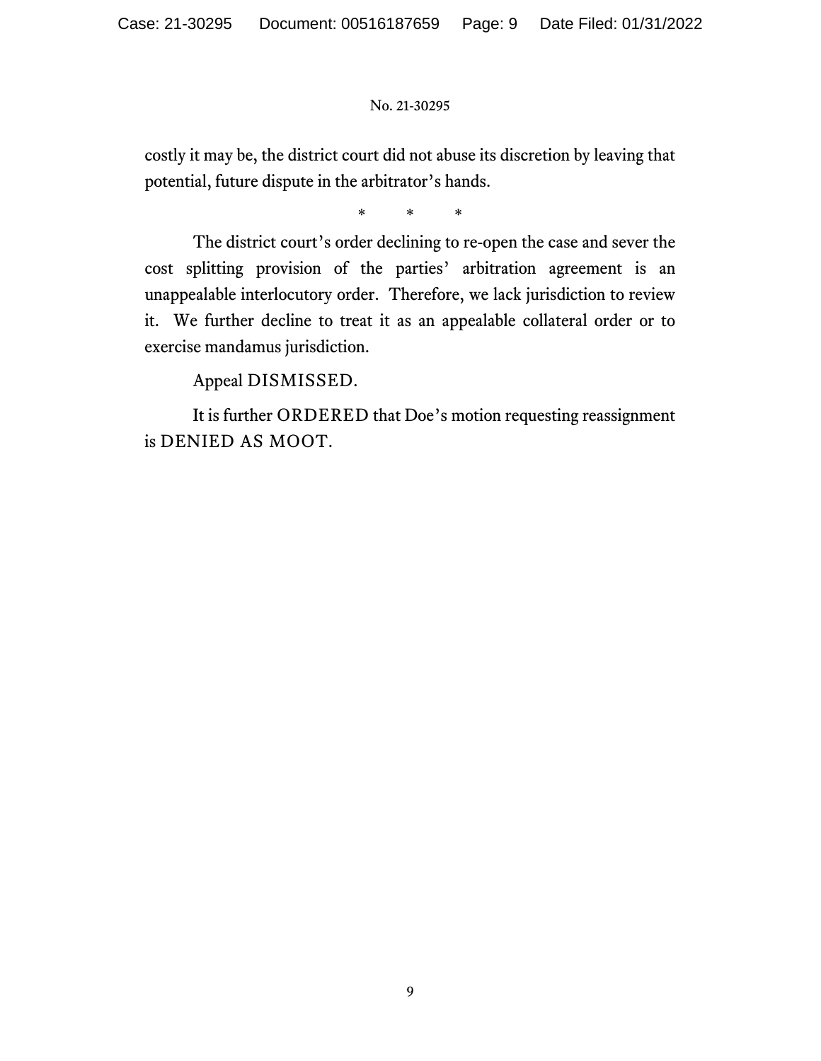costly it may be, the district court did not abuse its discretion by leaving that potential, future dispute in the arbitrator's hands.

\*        \*        \*

The district court's order declining to re-open the case and sever the cost splitting provision of the parties' arbitration agreement is an unappealable interlocutory order. Therefore, we lack jurisdiction to review it. We further decline to treat it as an appealable collateral order or to exercise mandamus jurisdiction.

Appeal DISMISSED.

It is further ORDERED that Doe's motion requesting reassignment is DENIED AS MOOT.